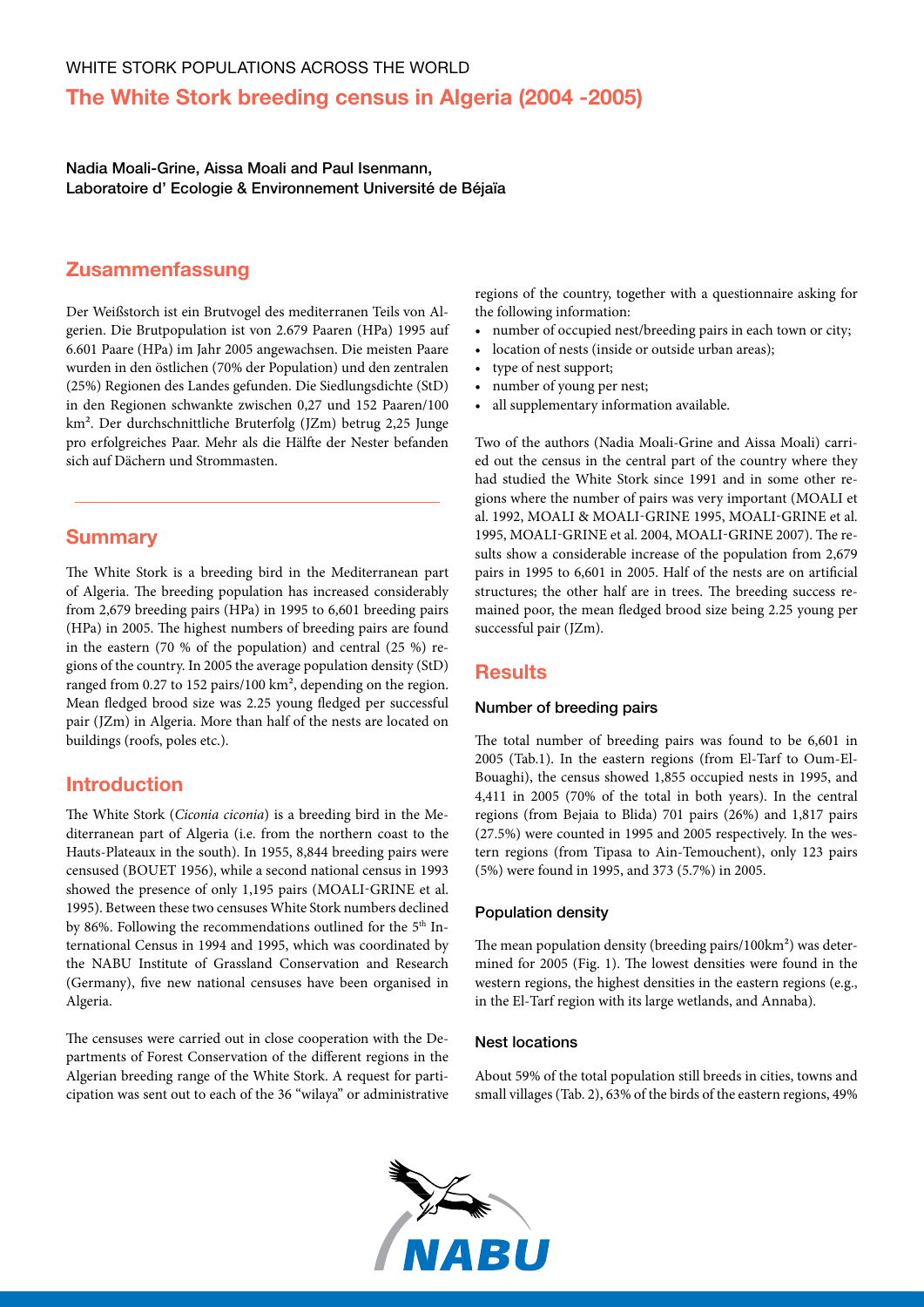WHITE STORK POPULATIONS ACROSS THE WORLD

# The White Stork breeding census in Algeria (2004 -2005)

**Nadia Moali-Grine, Aissa Moali and Paul Isenmann, Laboratoire d' Ecologie & Environnement Université de Béjaïa**

## Zusammenfassung

Der Weißstorch ist ein Brutvogel des mediterranen Teils von Algerien. Die Brutpopulation ist von 2.679 Paaren (HPa) 1995 auf 6.601 Paare (HPa) im Jahr 2005 angewachsen. Die meisten Paare wurden in den östlichen (70% der Population) und den zentralen (25%) Regionen des Landes gefunden. Die Siedlungsdichte (StD) in den Regionen schwankte zwischen 0,27 und 152 Paaren/100 km². Der durchschnittliche Bruterfolg (JZm) betrug 2,25 Junge pro erfolgreiches Paar. Mehr als die Hälfte der Nester befanden sich auf Dächern und Strommasten.

## Summary

The White Stork is a breeding bird in the Mediterranean part of Algeria. The breeding population has increased considerably from 2,679 breeding pairs (HPa) in 1995 to 6,601 breeding pairs (HPa) in 2005. The highest numbers of breeding pairs are found in the eastern (70 % of the population) and central (25 %) regions of the country. In 2005 the average population density (StD) ranged from 0.27 to 152 pairs/100 km², depending on the region. Mean fledged brood size was 2.25 young fledged per successful pair (JZm) in Algeria. More than half of the nests are located on buildings (roofs, poles etc.).

## Introduction

The White Stork (*Ciconia ciconia*) is a breeding bird in the Mediterranean part of Algeria (i.e. from the northern coast to the Hauts-Plateaux in the south). In 1955, 8,844 breeding pairs were censused (BOUET 1956), while a second national census in 1993 showed the presence of only 1,195 pairs (MOALI-GRINE et al. 1995). Between these two censuses White Stork numbers declined by 86%. Following the recommendations outlined for the 5th International Census in 1994 and 1995, which was coordinated by the NABU Institute of Grassland Conservation and Research (Germany), five new national censuses have been organised in Algeria.

The censuses were carried out in close cooperation with the Departments of Forest Conservation of the different regions in the Algerian breeding range of the White Stork. A request for participation was sent out to each of the 36 "wilaya" or administrative regions of the country, together with a questionnaire asking for the following information:

- number of occupied nest/breeding pairs in each town or city;
- location of nests (inside or outside urban areas);
- type of nest support;
- number of young per nest;
- all supplementary information available.

Two of the authors (Nadia Moali-Grine and Aissa Moali) carried out the census in the central part of the country where they had studied the White Stork since 1991 and in some other regions where the number of pairs was very important (MOALI et al. 1992, MOALI & MOALI-GRINE 1995, MOALI-GRINE et al. 1995, MOALI-GRINE et al. 2004, MOALI-GRINE 2007). The results show a considerable increase of the population from 2,679 pairs in 1995 to 6,601 in 2005. Half of the nests are on artificial structures; the other half are in trees. The breeding success remained poor, the mean fledged brood size being 2.25 young per successful pair (JZm).

## Results

### Number of breeding pairs

The total number of breeding pairs was found to be 6,601 in 2005 (Tab.1). In the eastern regions (from El-Tarf to Oum-El-Bouaghi), the census showed 1,855 occupied nests in 1995, and 4,411 in 2005 (70% of the total in both years). In the central regions (from Bejaia to Blida) 701 pairs (26%) and 1,817 pairs (27.5%) were counted in 1995 and 2005 respectively. In the western regions (from Tipasa to Ain-Temouchent), only 123 pairs (5%) were found in 1995, and 373 (5.7%) in 2005.

### Population density

The mean population density (breeding pairs/100km²) was determined for 2005 (Fig. 1). The lowest densities were found in the western regions, the highest densities in the eastern regions (e.g., in the El-Tarf region with its large wetlands, and Annaba).

### Nest locations

About 59% of the total population still breeds in cities, towns and small villages (Tab. 2), 63% of the birds of the eastern regions, 49%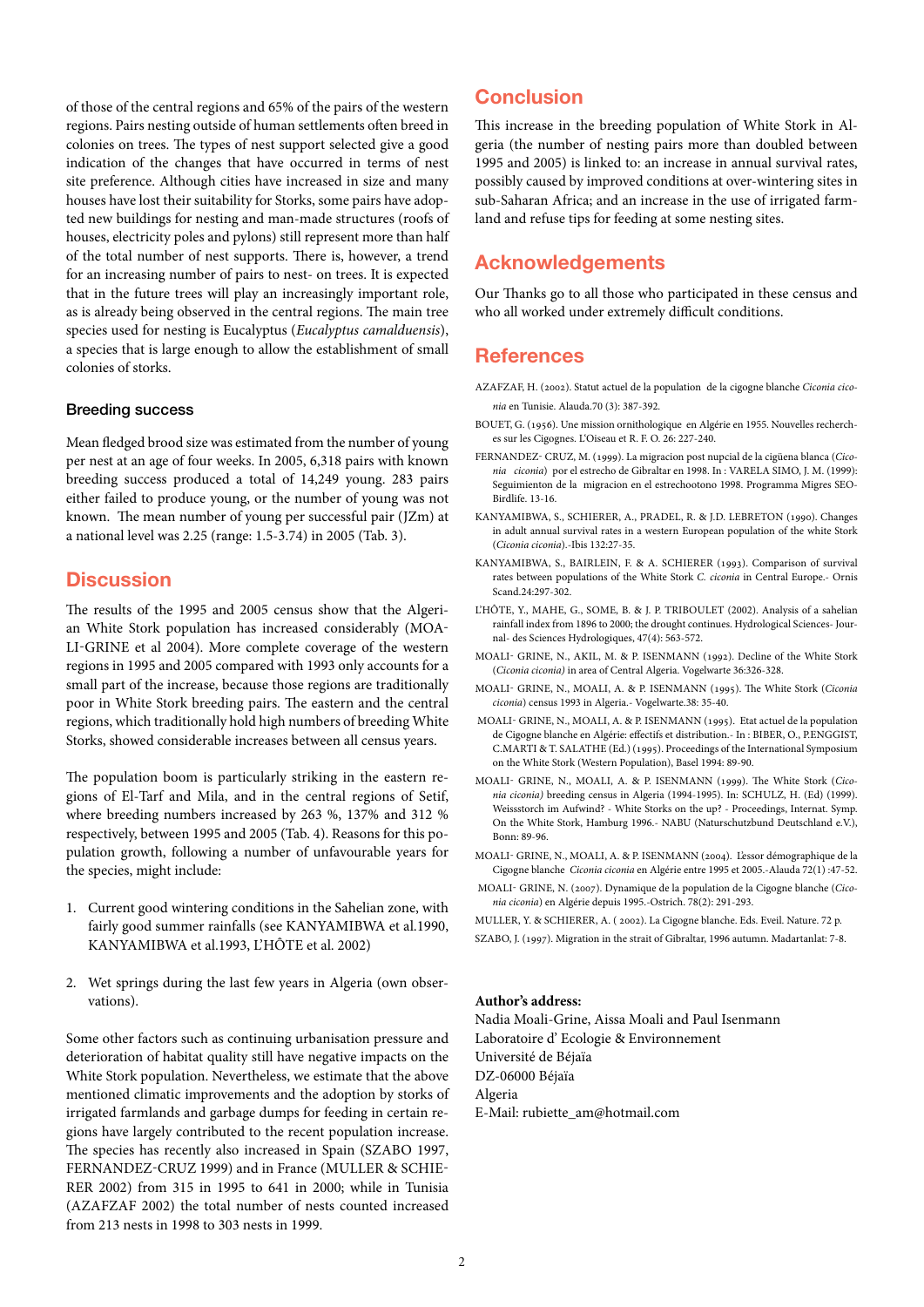of those of the central regions and 65% of the pairs of the western regions. Pairs nesting outside of human settlements often breed in colonies on trees. The types of nest support selected give a good indication of the changes that have occurred in terms of nest site preference. Although cities have increased in size and many houses have lost their suitability for Storks, some pairs have adopted new buildings for nesting and man-made structures (roofs of houses, electricity poles and pylons) still represent more than half of the total number of nest supports. There is, however, a trend for an increasing number of pairs to nest- on trees. It is expected that in the future trees will play an increasingly important role, as is already being observed in the central regions. The main tree species used for nesting is Eucalyptus (*Eucalyptus camalduensis*), a species that is large enough to allow the establishment of small colonies of storks.

### Breeding success

Mean fledged brood size was estimated from the number of young per nest at an age of four weeks. In 2005, 6,318 pairs with known breeding success produced a total of 14,249 young. 283 pairs either failed to produce young, or the number of young was not known. The mean number of young per successful pair (JZm) at a national level was 2.25 (range: 1.5-3.74) in 2005 (Tab. 3).

## Discussion

The results of the 1995 and 2005 census show that the Algerian White Stork population has increased considerably (MOALI-GRINE et al 2004). More complete coverage of the western regions in 1995 and 2005 compared with 1993 only accounts for a small part of the increase, because those regions are traditionally poor in White Stork breeding pairs. The eastern and the central regions, which traditionally hold high numbers of breeding White Storks, showed considerable increases between all census years.

The population boom is particularly striking in the eastern regions of El-Tarf and Mila, and in the central regions of Setif, where breeding numbers increased by 263 %, 137% and 312 % respectively, between 1995 and 2005 (Tab. 4). Reasons for this population growth, following a number of unfavourable years for the species, might include:

1. Current good wintering conditions in the Sahelian zone, with fairly good summer rainfalls (see KANYAMIBWA et al.1990, KANYAMIBWA et al.1993, L'HÔTE et al. 2002)

2. Wet springs during the last few years in Algeria (own observations).

Some other factors such as continuing urbanisation pressure and deterioration of habitat quality still have negative impacts on the White Stork population. Nevertheless, we estimate that the above mentioned climatic improvements and the adoption by storks of irrigated farmlands and garbage dumps for feeding in certain regions have largely contributed to the recent population increase. The species has recently also increased in Spain (SZABO 1997, FERNANDEZ-CRUZ 1999) and in France (MULLER & SCHIERER 2002) from 315 in 1995 to 641 in 2000; while in Tunisia (AZAFZAF 2002) the total number of nests counted increased from 213 nests in 1998 to 303 nests in 1999.

## Conclusion

This increase in the breeding population of White Stork in Algeria (the number of nesting pairs more than doubled between 1995 and 2005) is linked to: an increase in annual survival rates, possibly caused by improved conditions at over-wintering sites in sub-Saharan Africa; and an increase in the use of irrigated farmland and refuse tips for feeding at some nesting sites.

## Acknowledgements

Our Thanks go to all those who participated in these census and who all worked under extremely difficult conditions.

## References

AZAFZAF, H. (2002). Statut actuel de la population de la cigogne blanche *Ciconia ciconia* en Tunisie. Alauda.70 (3): 387-392.

BOUET, G. (1956). Une mission ornithologique en Algérie en 1955. Nouvelles recherches sur les Cigognes. L'Oiseau et R. F. O. 26: 227-240.

FERNANDEZ- CRUZ, M. (1999). La migracion post nupcial de la cigüena blanca (*Ciconia ciconia*) por el estrecho de Gibraltar en 1998. In : VARELA SIMO, J. M. (1999): Seguimienton de la migracion en el estrechootono 1998. Programma Migres SEO-Birdlife. 13-16.

KANYAMIBWA, S., SCHIERER, A., PRADEL, R. & J.D. LEBRETON (1990). Changes in adult annual survival rates in a western European population of the white Stork (*Ciconia ciconia*).-Ibis 132:27-35.

KANYAMIBWA, S., BAIRLEIN, F. & A. SCHIERER (1993). Comparison of survival rates between populations of the White Stork *C. ciconia* in Central Europe.- Ornis Scand.24:297-302.

L'HÔTE, Y., MAHE, G., SOME, B. & J. P. TRIBOULET (2002). Analysis of a sahelian rainfall index from 1896 to 2000; the drought continues. Hydrological Sciences- Journal- des Sciences Hydrologiques, 47(4): 563-572.

MOALI- GRINE, N., AKIL, M. & P. ISENMANN (1992). Decline of the White Stork (*Ciconia ciconia)* in area of Central Algeria. Vogelwarte 36:326-328.

MOALI- GRINE, N., MOALI, A. & P. ISENMANN (1995). The White Stork (*Ciconia ciconia*) census 1993 in Algeria.- Vogelwarte.38: 35-40.

MOALI- GRINE, N., MOALI, A. & P. ISENMANN (1995). Etat actuel de la population de Cigogne blanche en Algérie: effectifs et distribution.- In : BIBER, O., P.ENGGIST, C.MARTI & T. SALATHE (Ed.) (1995). Proceedings of the International Symposium on the White Stork (Western Population), Basel 1994: 89-90.

MOALI- GRINE, N., MOALI, A. & P. ISENMANN (1999). The White Stork (*Ciconia ciconia)* breeding census in Algeria (1994-1995). In: SCHULZ, H. (Ed) (1999). Weissstorch im Aufwind? - White Storks on the up? - Proceedings, Internat. Symp. On the White Stork, Hamburg 1996.- NABU (Naturschutzbund Deutschland e.V.), Bonn: 89-96.

MOALI- GRINE, N., MOALI, A. & P. ISENMANN (2004). L'essor démographique de la Cigogne blanche *Ciconia ciconia* en Algérie entre 1995 et 2005.-Alauda 72(1) :47-52.

MOALI- GRINE, N. (2007). Dynamique de la population de la Cigogne blanche (*Ciconia ciconia*) en Algérie depuis 1995.-Ostrich. 78(2): 291-293.

MULLER, Y. & SCHIERER, A. ( 2002). La Cigogne blanche. Eds. Eveil. Nature. 72 p.

SZABO, J. (1997). Migration in the strait of Gibraltar, 1996 autumn. Madartanlat: 7-8.

**Author's address:**
Nadia Moali-Grine, Aissa Moali and Paul Isenmann
Laboratoire d' Ecologie & Environnement
Université de Béjaïa
DZ-06000 Béjaïa
Algeria
E-Mail: rubiette_am@hotmail.com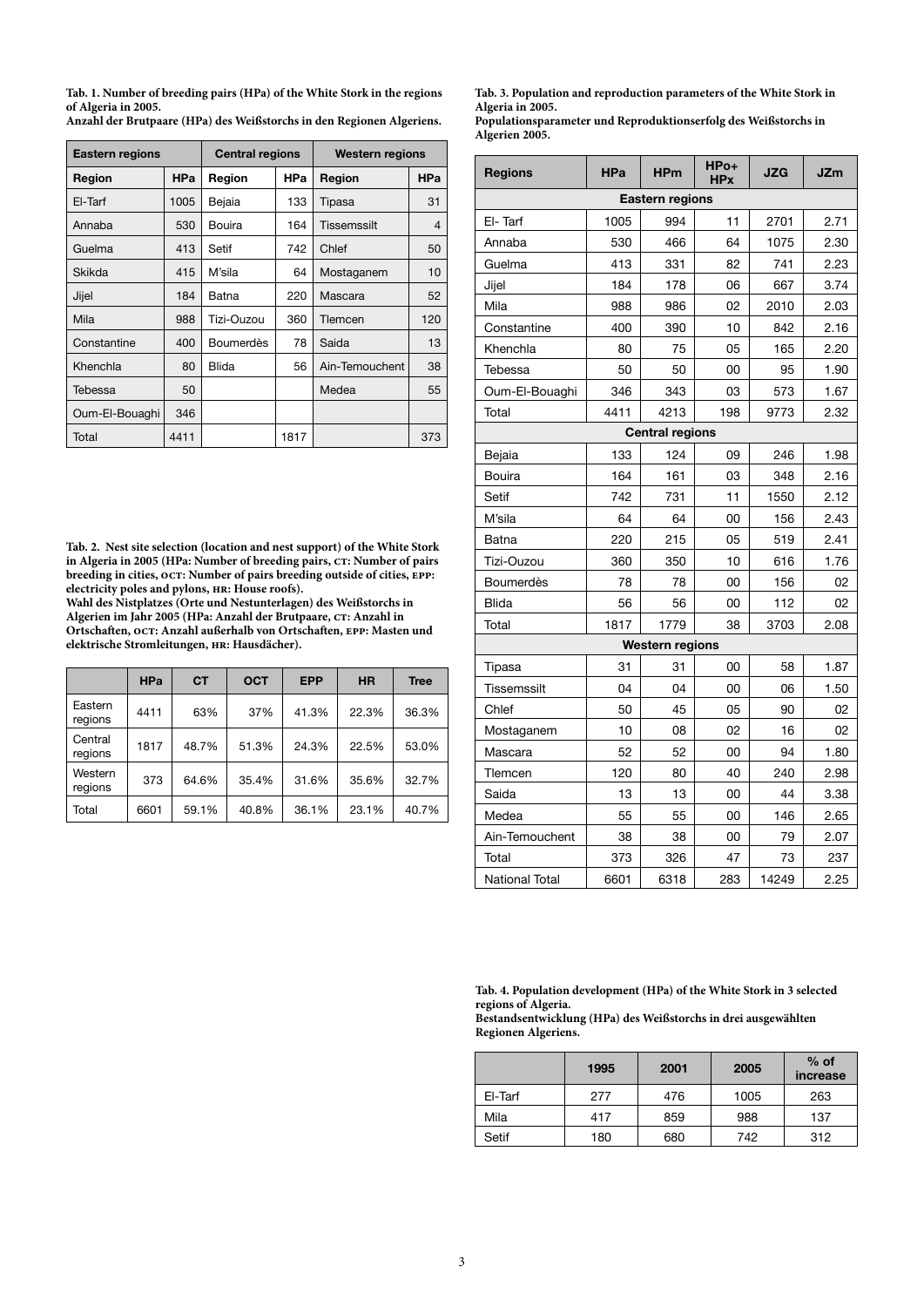**Tab. 1. Number of breeding pairs (HPa) of the White Stork in the regions of Algeria in 2005.**
**Anzahl der Brutpaare (HPa) des Weißstorchs in den Regionen Algeriens.**

| Eastern regions | | Central regions | | Western regions | |
|---|---|---|---|---|---|
| **Region** | **HPa** | **Region** | **HPa** | **Region** | **HPa** |
| El-Tarf | 1005 | Bejaia | 133 | Tipasa | 31 |
| Annaba | 530 | Bouira | 164 | Tissemssilt | 4 |
| Guelma | 413 | Setif | 742 | Chlef | 50 |
| Skikda | 415 | M'sila | 64 | Mostaganem | 10 |
| Jijel | 184 | Batna | 220 | Mascara | 52 |
| Mila | 988 | Tizi-Ouzou | 360 | Tlemcen | 120 |
| Constantine | 400 | Boumerdès | 78 | Saida | 13 |
| Khenchla | 80 | Blida | 56 | Ain-Temouchent | 38 |
| Tebessa | 50 | | | Medea | 55 |
| Oum-El-Bouaghi | 346 | | | | |
| Total | 4411 | | 1817 | | 373 |

**Tab. 2. Nest site selection (location and nest support) of the White Stork in Algeria in 2005 (HPa: Number of breeding pairs, CT: Number of pairs breeding in cities, OCT: Number of pairs breeding outside of cities, EPP: electricity poles and pylons, HR: House roofs).**
**Wahl des Nistplatzes (Orte und Nestunterlagen) des Weißstorchs in Algerien im Jahr 2005 (HPa: Anzahl der Brutpaare, CT: Anzahl in Ortschaften, OCT: Anzahl außerhalb von Ortschaften, EPP: Masten und elektrische Stromleitungen, HR: Hausdächer).**

| | HPa | CT | OCT | EPP | HR | Tree |
|---|---|---|---|---|---|---|
| Eastern regions | 4411 | 63% | 37% | 41.3% | 22.3% | 36.3% |
| Central regions | 1817 | 48.7% | 51.3% | 24.3% | 22.5% | 53.0% |
| Western regions | 373 | 64.6% | 35.4% | 31.6% | 35.6% | 32.7% |
| Total | 6601 | 59.1% | 40.8% | 36.1% | 23.1% | 40.7% |

**Tab. 3. Population and reproduction parameters of the White Stork in Algeria in 2005.**
**Populationsparameter und Reproduktionserfolg des Weißstorchs in Algerien 2005.**

| Regions | HPa | HPm | HPo+ HPx | JZG | JZm |
|---|---|---|---|---|---|
| **Eastern regions** | | | | | |
| El- Tarf | 1005 | 994 | 11 | 2701 | 2.71 |
| Annaba | 530 | 466 | 64 | 1075 | 2.30 |
| Guelma | 413 | 331 | 82 | 741 | 2.23 |
| Jijel | 184 | 178 | 06 | 667 | 3.74 |
| Mila | 988 | 986 | 02 | 2010 | 2.03 |
| Constantine | 400 | 390 | 10 | 842 | 2.16 |
| Khenchla | 80 | 75 | 05 | 165 | 2.20 |
| Tebessa | 50 | 50 | 00 | 95 | 1.90 |
| Oum-El-Bouaghi | 346 | 343 | 03 | 573 | 1.67 |
| Total | 4411 | 4213 | 198 | 9773 | 2.32 |
| **Central regions** | | | | | |
| Bejaia | 133 | 124 | 09 | 246 | 1.98 |
| Bouira | 164 | 161 | 03 | 348 | 2.16 |
| Setif | 742 | 731 | 11 | 1550 | 2.12 |
| M'sila | 64 | 64 | 00 | 156 | 2.43 |
| Batna | 220 | 215 | 05 | 519 | 2.41 |
| Tizi-Ouzou | 360 | 350 | 10 | 616 | 1.76 |
| Boumerdès | 78 | 78 | 00 | 156 | 02 |
| Blida | 56 | 56 | 00 | 112 | 02 |
| Total | 1817 | 1779 | 38 | 3703 | 2.08 |
| **Western regions** | | | | | |
| Tipasa | 31 | 31 | 00 | 58 | 1.87 |
| Tissemssilt | 04 | 04 | 00 | 06 | 1.50 |
| Chlef | 50 | 45 | 05 | 90 | 02 |
| Mostaganem | 10 | 08 | 02 | 16 | 02 |
| Mascara | 52 | 52 | 00 | 94 | 1.80 |
| Tlemcen | 120 | 80 | 40 | 240 | 2.98 |
| Saida | 13 | 13 | 00 | 44 | 3.38 |
| Medea | 55 | 55 | 00 | 146 | 2.65 |
| Ain-Temouchent | 38 | 38 | 00 | 79 | 2.07 |
| Total | 373 | 326 | 47 | 73 | 237 |
| National Total | 6601 | 6318 | 283 | 14249 | 2.25 |

**Tab. 4. Population development (HPa) of the White Stork in 3 selected regions of Algeria.**
**Bestandsentwicklung (HPa) des Weißstorchs in drei ausgewählten Regionen Algeriens.**

| | 1995 | 2001 | 2005 | % of increase |
|---|---|---|---|---|
| El-Tarf | 277 | 476 | 1005 | 263 |
| Mila | 417 | 859 | 988 | 137 |
| Setif | 180 | 680 | 742 | 312 |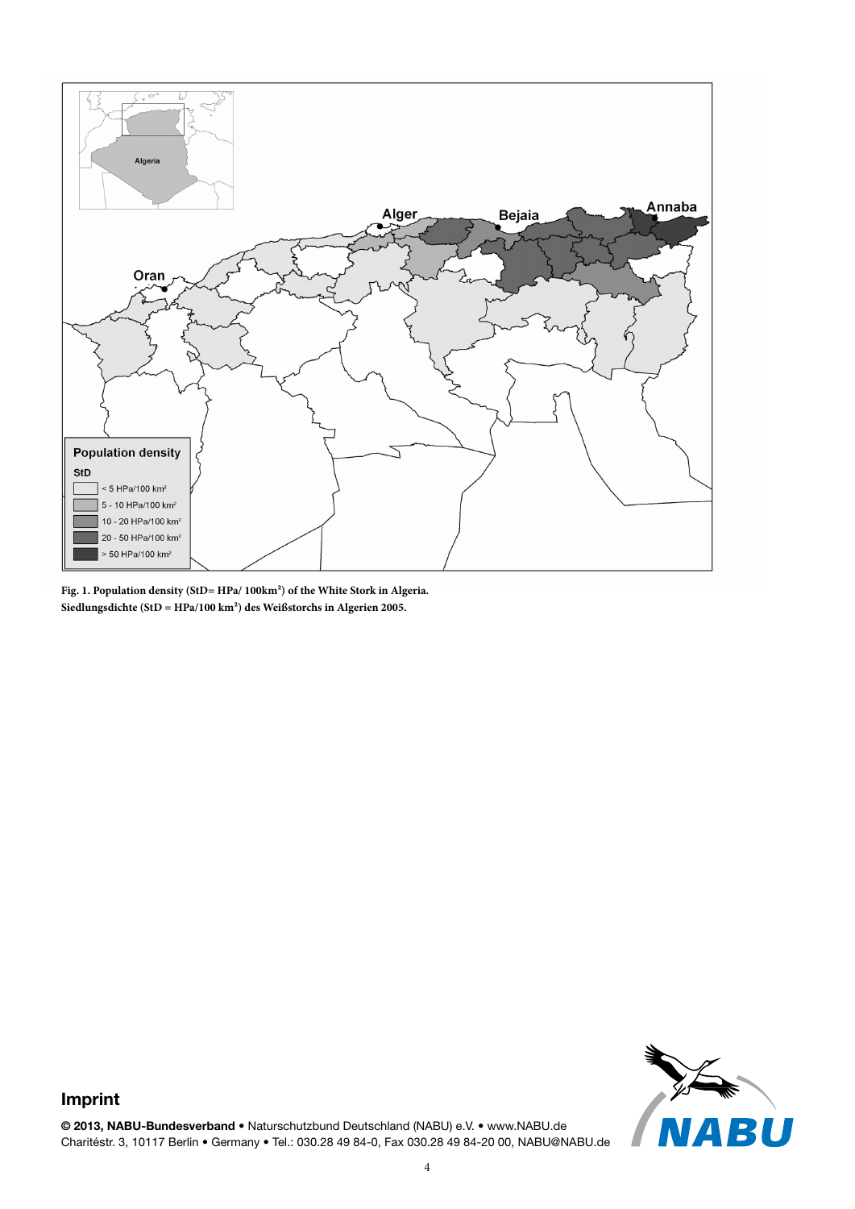Algeria

Alger

Bejaia

Annaba

Oran

Population density

StD

< 5 HPa/100 km²

5 - 10 HPa/100 km²

10 - 20 HPa/100 km²

20 - 50 HPa/100 km²

> 50 HPa/100 km²

**Fig. 1. Population density (StD= HPa/ 100km²) of the White Stork in Algeria.**
**Siedlungsdichte (StD = HPa/100 km²) des Weißstorchs in Algerien 2005.**

## Imprint

**© 2013, NABU-Bundesverband** • Naturschutzbund Deutschland (NABU) e.V. • www.NABU.de
Charitéstr. 3, 10117 Berlin • Germany • Tel.: 030.28 49 84-0, Fax 030.28 49 84-20 00, NABU@NABU.de

NABU